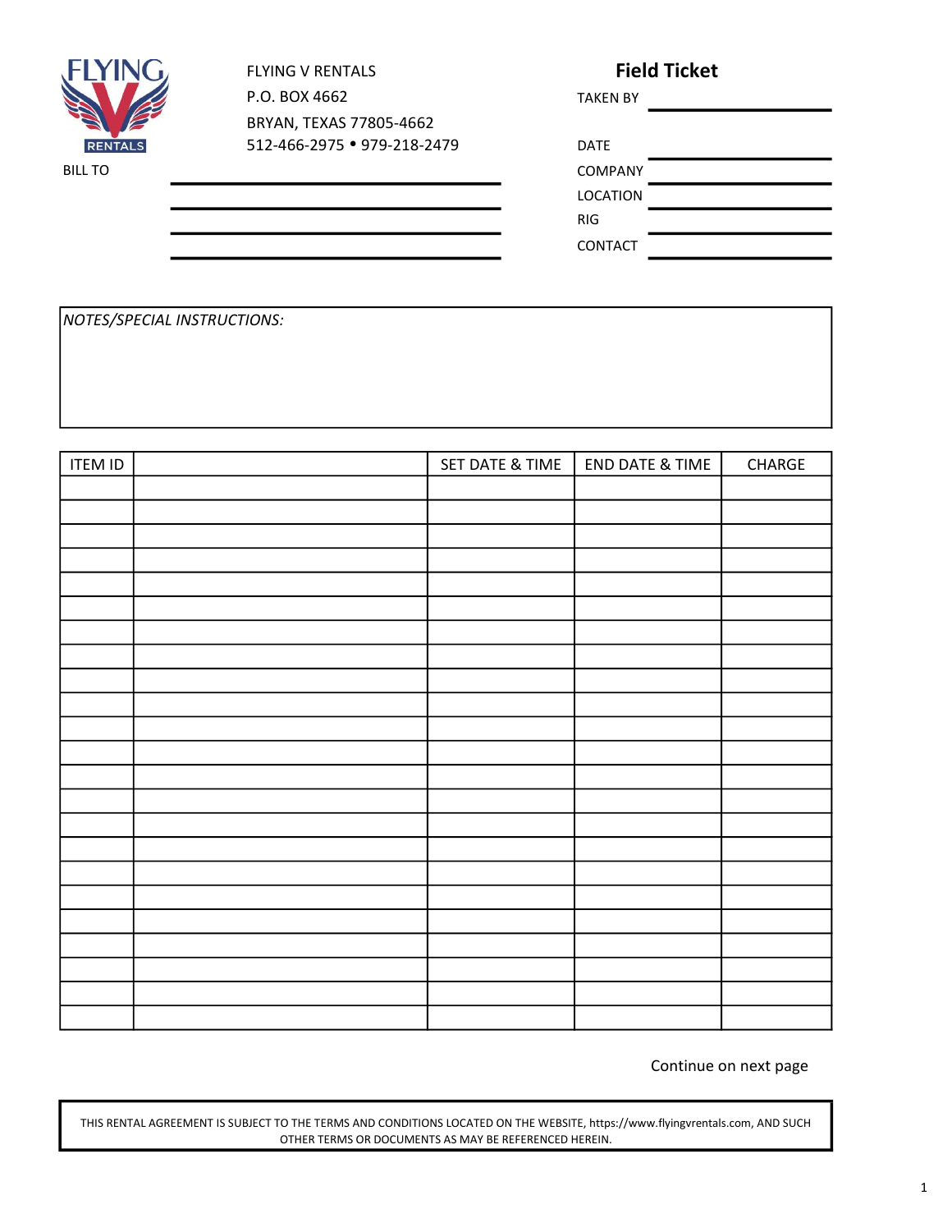FLYING V RENTALS
P.O. BOX 4662
BRYAN, TEXAS 77805-4662
512-466-2975 • 979-218-2479

# Field Ticket

TAKEN BY ____________________

DATE ____________________

COMPANY ____________________

LOCATION ____________________

RIG ____________________

CONTACT ____________________

BILL TO ____________________________________________

____________________________________________

____________________________________________

____________________________________________

*NOTES/SPECIAL INSTRUCTIONS:*

| ITEM ID | | SET DATE & TIME | END DATE & TIME | CHARGE |
|---|---|---|---|---|
| | | | | |
| | | | | |
| | | | | |
| | | | | |
| | | | | |
| | | | | |
| | | | | |
| | | | | |
| | | | | |
| | | | | |
| | | | | |
| | | | | |
| | | | | |
| | | | | |
| | | | | |
| | | | | |
| | | | | |
| | | | | |
| | | | | |
| | | | | |
| | | | | |
| | | | | |
| | | | | |

Continue on next page

THIS RENTAL AGREEMENT IS SUBJECT TO THE TERMS AND CONDITIONS LOCATED ON THE WEBSITE, https://www.flyingvrentals.com, AND SUCH OTHER TERMS OR DOCUMENTS AS MAY BE REFERENCED HEREIN.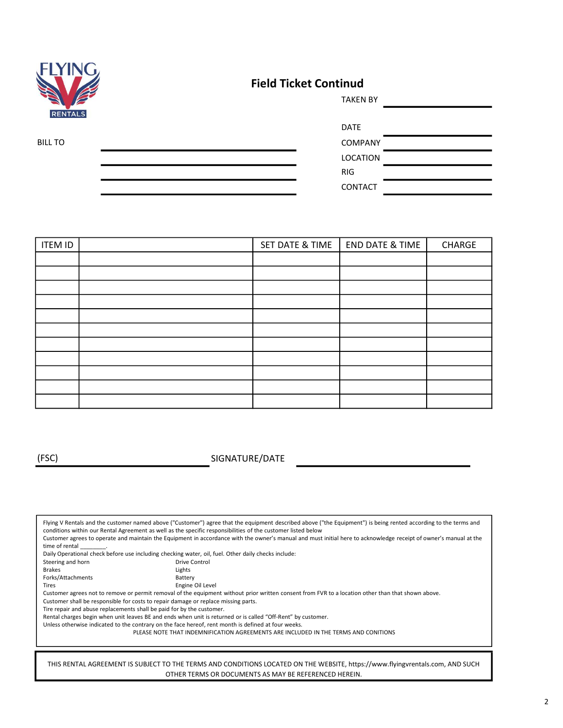FLYING V RENTALS

# Field Ticket Continud

TAKEN BY ____________________

DATE ____________________

BILL TO ____________________

COMPANY ____________________

LOCATION ____________________

RIG ____________________

CONTACT ____________________

| ITEM ID | | SET DATE & TIME | END DATE & TIME | CHARGE |
|---|---|---|---|---|
| | | | | |
| | | | | |
| | | | | |
| | | | | |
| | | | | |
| | | | | |
| | | | | |
| | | | | |
| | | | | |
| | | | | |
| | | | | |

(FSC) ____________________ SIGNATURE/DATE ____________________

Flying V Rentals and the customer named above ("Customer") agree that the equipment described above ("the Equipment") is being rented according to the terms and conditions within our Rental Agreement as well as the specific responsibilities of the customer listed below
Customer agrees to operate and maintain the Equipment in accordance with the owner's manual and must initial here to acknowledge receipt of owner's manual at the time of rental ________.
Daily Operational check before use including checking water, oil, fuel. Other daily checks include:

| | |
|---|---|
| Steering and horn | Drive Control |
| Brakes | Lights |
| Forks/Attachments | Battery |
| Tires | Engine Oil Level |

Customer agrees not to remove or permit removal of the equipment without prior written consent from FVR to a location other than that shown above.
Customer shall be responsible for costs to repair damage or replace missing parts.
Tire repair and abuse replacements shall be paid for by the customer.
Rental charges begin when unit leaves BE and ends when unit is returned or is called "Off-Rent" by customer.
Unless otherwise indicated to the contrary on the face hereof, rent month is defined at four weeks.
PLEASE NOTE THAT INDEMNIFICATION AGREEMENTS ARE INCLUDED IN THE TERMS AND CONITIONS

THIS RENTAL AGREEMENT IS SUBJECT TO THE TERMS AND CONDITIONS LOCATED ON THE WEBSITE, https://www.flyingvrentals.com, AND SUCH OTHER TERMS OR DOCUMENTS AS MAY BE REFERENCED HEREIN.